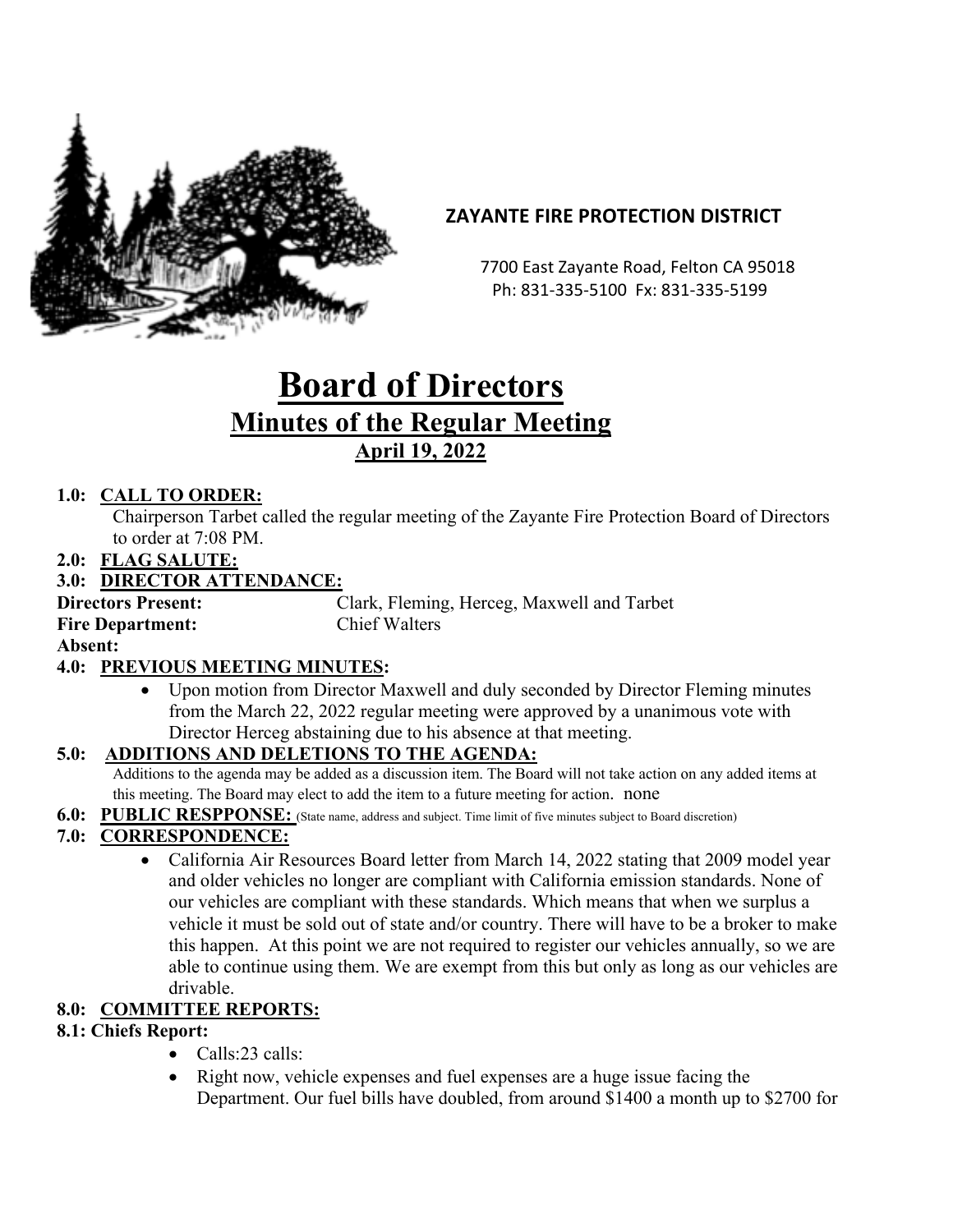**ZAYANTE FIRE PROTECTION DISTRICT**

7700 East Zayante Road, Felton CA 95018
Ph: 831-335-5100 Fx: 831-335-5199

# Board of Directors

## Minutes of the Regular Meeting

### April 19, 2022

**1.0: CALL TO ORDER:**

Chairperson Tarbet called the regular meeting of the Zayante Fire Protection Board of Directors to order at 7:08 PM.

**2.0: FLAG SALUTE:**

**3.0: DIRECTOR ATTENDANCE:**

**Directors Present:** Clark, Fleming, Herceg, Maxwell and Tarbet

**Fire Department:** Chief Walters

**Absent:**

**4.0: PREVIOUS MEETING MINUTES:**

- Upon motion from Director Maxwell and duly seconded by Director Fleming minutes from the March 22, 2022 regular meeting were approved by a unanimous vote with Director Herceg abstaining due to his absence at that meeting.

**5.0: ADDITIONS AND DELETIONS TO THE AGENDA:**

Additions to the agenda may be added as a discussion item. The Board will not take action on any added items at this meeting. The Board may elect to add the item to a future meeting for action. none

**6.0: PUBLIC RESPPONSE:** (State name, address and subject. Time limit of five minutes subject to Board discretion)

**7.0: CORRESPONDENCE:**

- California Air Resources Board letter from March 14, 2022 stating that 2009 model year and older vehicles no longer are compliant with California emission standards. None of our vehicles are compliant with these standards. Which means that when we surplus a vehicle it must be sold out of state and/or country. There will have to be a broker to make this happen. At this point we are not required to register our vehicles annually, so we are able to continue using them. We are exempt from this but only as long as our vehicles are drivable.

**8.0: COMMITTEE REPORTS:**

**8.1: Chiefs Report:**

- Calls:23 calls:
- Right now, vehicle expenses and fuel expenses are a huge issue facing the Department. Our fuel bills have doubled, from around $1400 a month up to $2700 for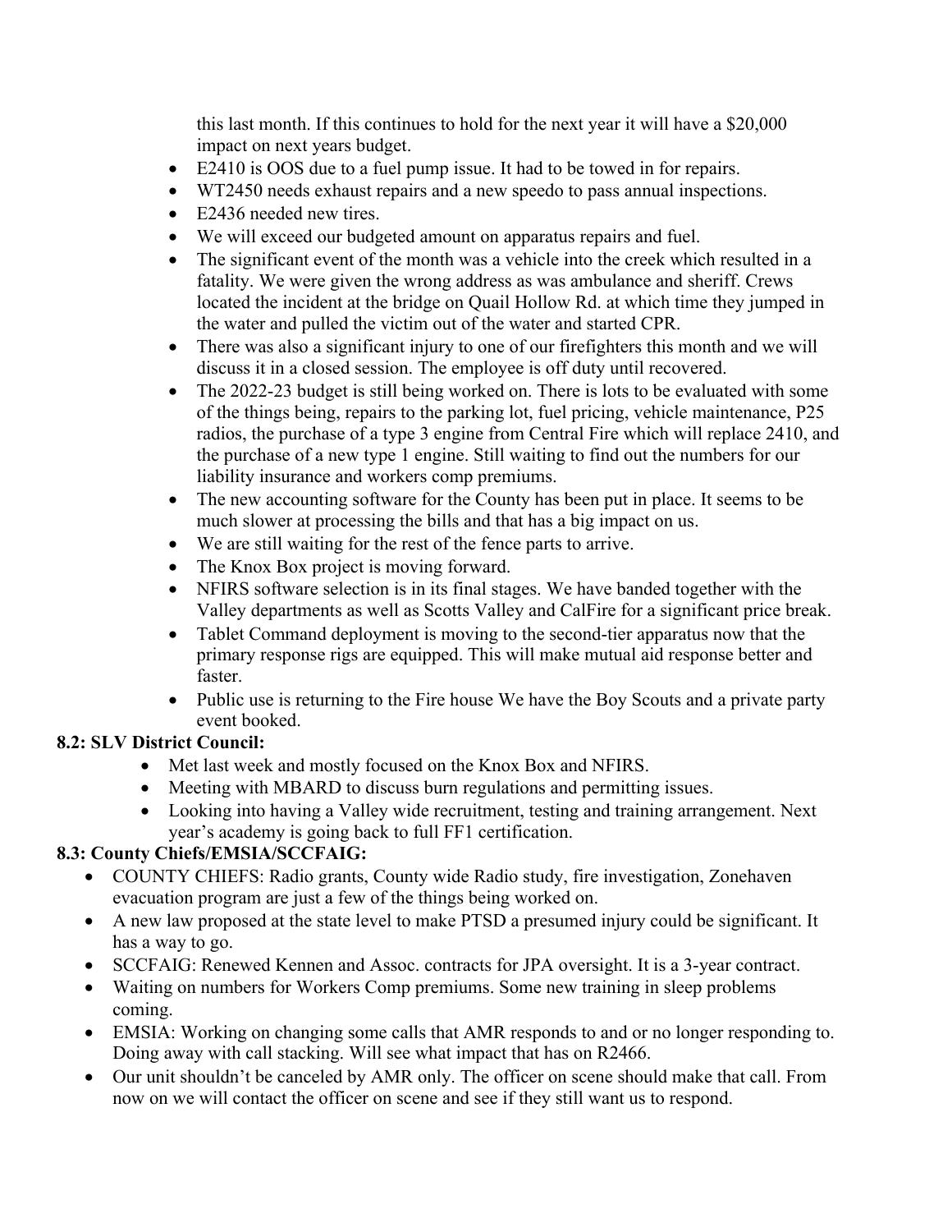this last month. If this continues to hold for the next year it will have a $20,000 impact on next years budget.

- E2410 is OOS due to a fuel pump issue. It had to be towed in for repairs.
- WT2450 needs exhaust repairs and a new speedo to pass annual inspections.
- E2436 needed new tires.
- We will exceed our budgeted amount on apparatus repairs and fuel.
- The significant event of the month was a vehicle into the creek which resulted in a fatality. We were given the wrong address as was ambulance and sheriff. Crews located the incident at the bridge on Quail Hollow Rd. at which time they jumped in the water and pulled the victim out of the water and started CPR.
- There was also a significant injury to one of our firefighters this month and we will discuss it in a closed session. The employee is off duty until recovered.
- The 2022-23 budget is still being worked on. There is lots to be evaluated with some of the things being, repairs to the parking lot, fuel pricing, vehicle maintenance, P25 radios, the purchase of a type 3 engine from Central Fire which will replace 2410, and the purchase of a new type 1 engine. Still waiting to find out the numbers for our liability insurance and workers comp premiums.
- The new accounting software for the County has been put in place. It seems to be much slower at processing the bills and that has a big impact on us.
- We are still waiting for the rest of the fence parts to arrive.
- The Knox Box project is moving forward.
- NFIRS software selection is in its final stages. We have banded together with the Valley departments as well as Scotts Valley and CalFire for a significant price break.
- Tablet Command deployment is moving to the second-tier apparatus now that the primary response rigs are equipped. This will make mutual aid response better and faster.
- Public use is returning to the Fire house We have the Boy Scouts and a private party event booked.

**8.2: SLV District Council:**

- Met last week and mostly focused on the Knox Box and NFIRS.
- Meeting with MBARD to discuss burn regulations and permitting issues.
- Looking into having a Valley wide recruitment, testing and training arrangement. Next year's academy is going back to full FF1 certification.

**8.3: County Chiefs/EMSIA/SCCFAIG:**

- COUNTY CHIEFS: Radio grants, County wide Radio study, fire investigation, Zonehaven evacuation program are just a few of the things being worked on.
- A new law proposed at the state level to make PTSD a presumed injury could be significant. It has a way to go.
- SCCFAIG: Renewed Kennen and Assoc. contracts for JPA oversight. It is a 3-year contract.
- Waiting on numbers for Workers Comp premiums. Some new training in sleep problems coming.
- EMSIA: Working on changing some calls that AMR responds to and or no longer responding to. Doing away with call stacking. Will see what impact that has on R2466.
- Our unit shouldn't be canceled by AMR only. The officer on scene should make that call. From now on we will contact the officer on scene and see if they still want us to respond.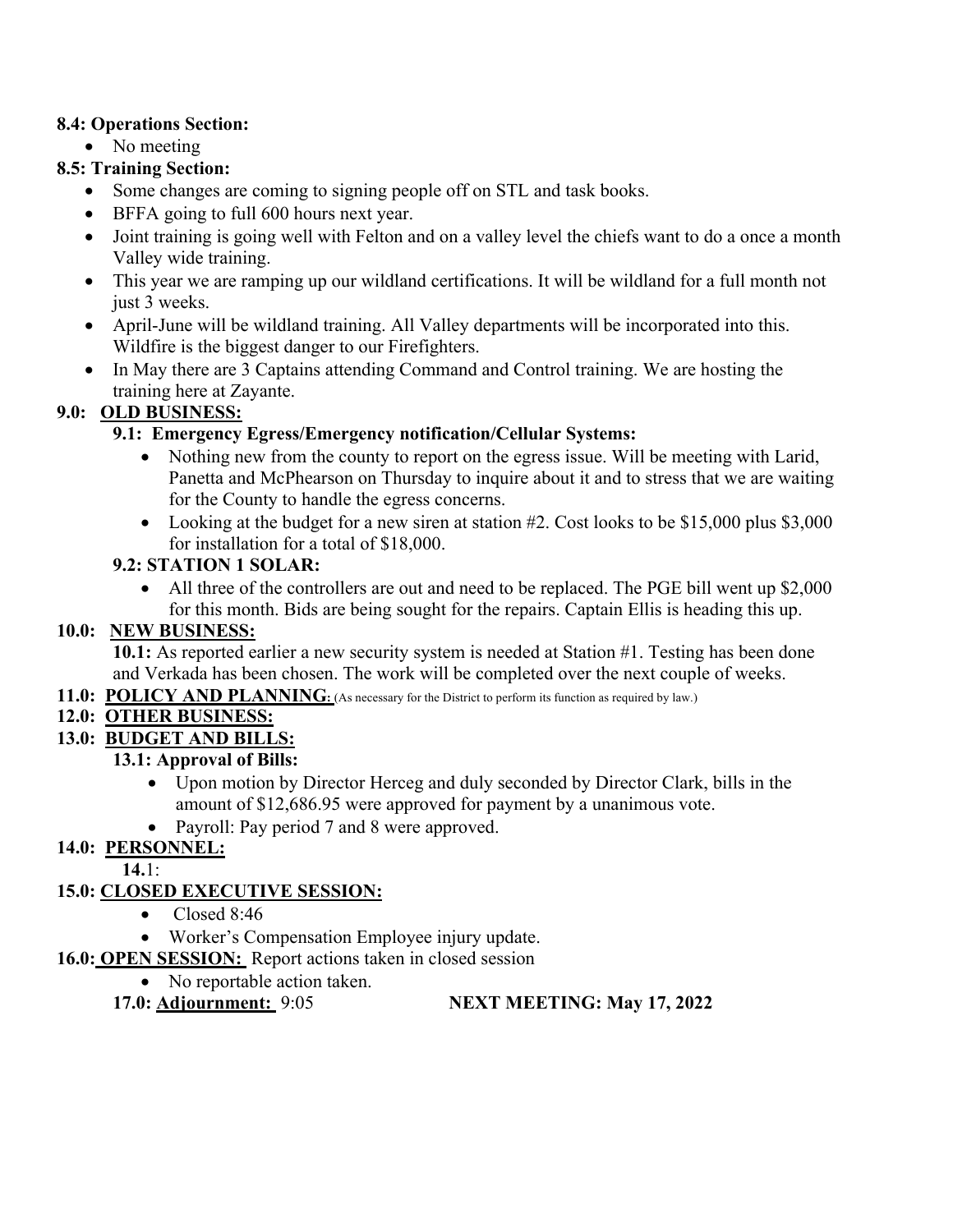**8.4: Operations Section:**

- No meeting

**8.5: Training Section:**

- Some changes are coming to signing people off on STL and task books.
- BFFA going to full 600 hours next year.
- Joint training is going well with Felton and on a valley level the chiefs want to do a once a month Valley wide training.
- This year we are ramping up our wildland certifications. It will be wildland for a full month not just 3 weeks.
- April-June will be wildland training. All Valley departments will be incorporated into this. Wildfire is the biggest danger to our Firefighters.
- In May there are 3 Captains attending Command and Control training. We are hosting the training here at Zayante.

**9.0: OLD BUSINESS:**

**9.1: Emergency Egress/Emergency notification/Cellular Systems:**

- Nothing new from the county to report on the egress issue. Will be meeting with Larid, Panetta and McPhearson on Thursday to inquire about it and to stress that we are waiting for the County to handle the egress concerns.
- Looking at the budget for a new siren at station #2. Cost looks to be $15,000 plus $3,000 for installation for a total of $18,000.

**9.2: STATION 1 SOLAR:**

- All three of the controllers are out and need to be replaced. The PGE bill went up $2,000 for this month. Bids are being sought for the repairs. Captain Ellis is heading this up.

**10.0: NEW BUSINESS:**

**10.1:** As reported earlier a new security system is needed at Station #1. Testing has been done and Verkada has been chosen. The work will be completed over the next couple of weeks.

**11.0: POLICY AND PLANNING:** (As necessary for the District to perform its function as required by law.)

**12.0: OTHER BUSINESS:**

**13.0: BUDGET AND BILLS:**

**13.1: Approval of Bills:**

- Upon motion by Director Herceg and duly seconded by Director Clark, bills in the amount of $12,686.95 were approved for payment by a unanimous vote.
- Payroll: Pay period 7 and 8 were approved.

**14.0: PERSONNEL:**

**14.**1:

**15.0: CLOSED EXECUTIVE SESSION:**

- Closed 8:46
- Worker's Compensation Employee injury update.

**16.0: OPEN SESSION:** Report actions taken in closed session

- No reportable action taken.

**17.0: Adjournment:** 9:05 **NEXT MEETING: May 17, 2022**